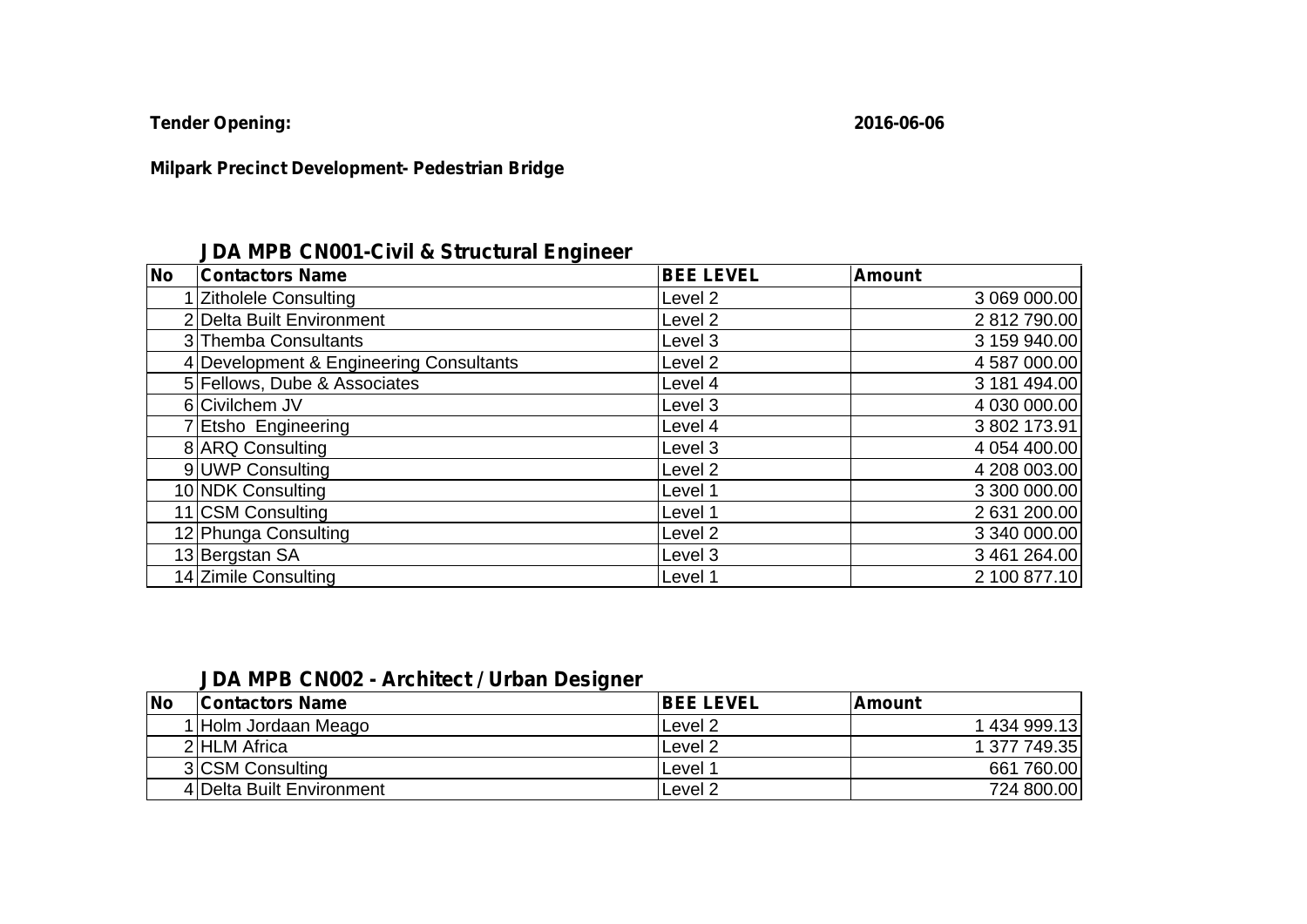**Tender Opening:** **2016-06-06**

**Milpark Precinct Development- Pedestrian Bridge**

## JDA MPB CN001-Civil & Structural Engineer

| No | Contactors Name | BEE LEVEL | Amount |
|---|---|---|---|
| 1 | Zitholele Consulting | Level 2 | 3 069 000.00 |
| 2 | Delta Built Environment | Level 2 | 2 812 790.00 |
| 3 | Themba Consultants | Level 3 | 3 159 940.00 |
| 4 | Development & Engineering Consultants | Level 2 | 4 587 000.00 |
| 5 | Fellows, Dube & Associates | Level 4 | 3 181 494.00 |
| 6 | Civilchem JV | Level 3 | 4 030 000.00 |
| 7 | Etsho Engineering | Level 4 | 3 802 173.91 |
| 8 | ARQ Consulting | Level 3 | 4 054 400.00 |
| 9 | UWP Consulting | Level 2 | 4 208 003.00 |
| 10 | NDK Consulting | Level 1 | 3 300 000.00 |
| 11 | CSM Consulting | Level 1 | 2 631 200.00 |
| 12 | Phunga Consulting | Level 2 | 3 340 000.00 |
| 13 | Bergstan SA | Level 3 | 3 461 264.00 |
| 14 | Zimile Consulting | Level 1 | 2 100 877.10 |

## JDA MPB CN002 - Architect / Urban Designer

| No | Contactors Name | BEE LEVEL | Amount |
|---|---|---|---|
| 1 | Holm Jordaan Meago | Level 2 | 1 434 999.13 |
| 2 | HLM Africa | Level 2 | 1 377 749.35 |
| 3 | CSM Consulting | Level 1 | 661 760.00 |
| 4 | Delta Built Environment | Level 2 | 724 800.00 |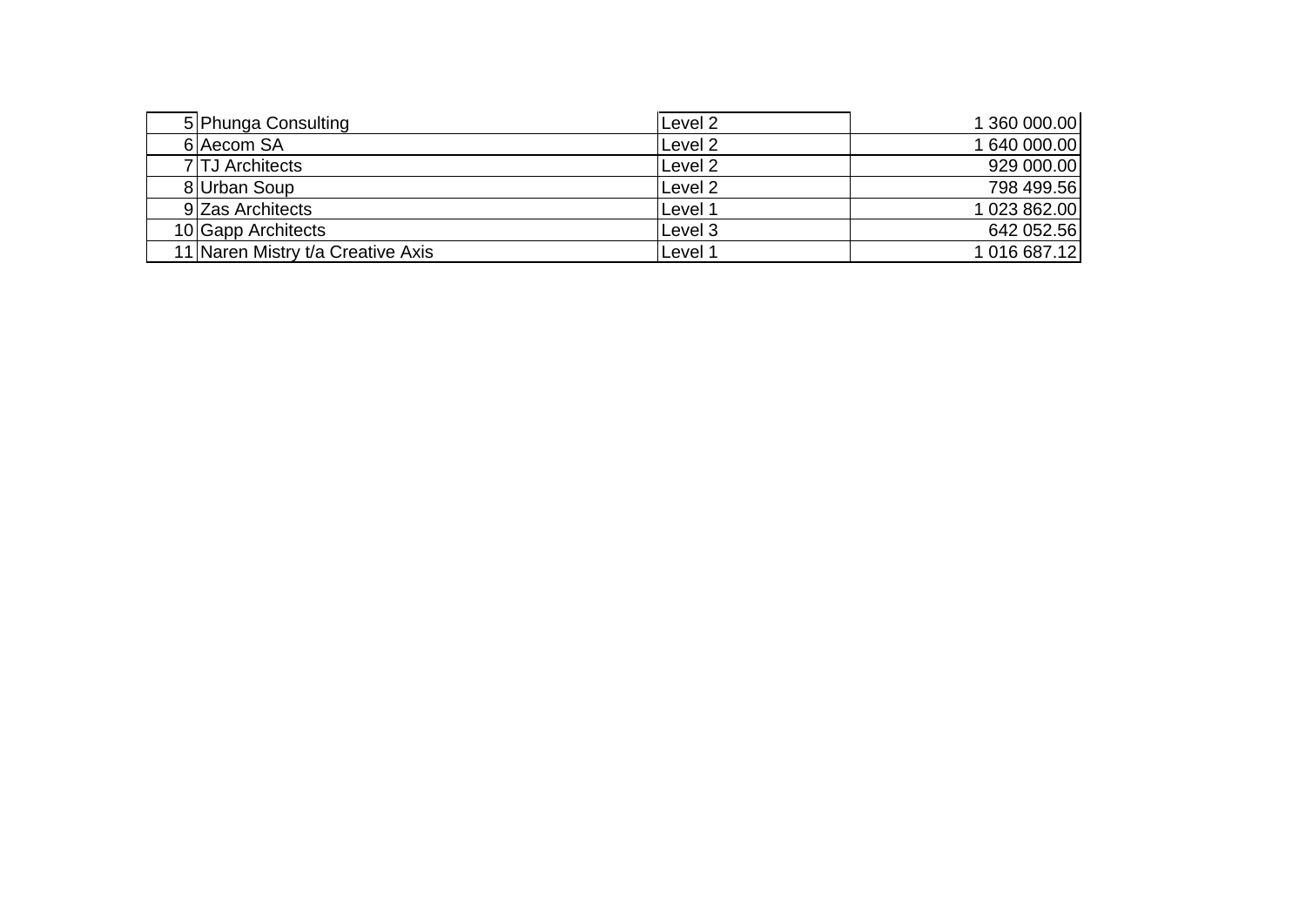| | | | |
|---|---|---|---|
| 5 | Phunga Consulting | Level 2 | 1 360 000.00 |
| 6 | Aecom SA | Level 2 | 1 640 000.00 |
| 7 | TJ Architects | Level 2 | 929 000.00 |
| 8 | Urban Soup | Level 2 | 798 499.56 |
| 9 | Zas Architects | Level 1 | 1 023 862.00 |
| 10 | Gapp Architects | Level 3 | 642 052.56 |
| 11 | Naren Mistry t/a Creative Axis | Level 1 | 1 016 687.12 |